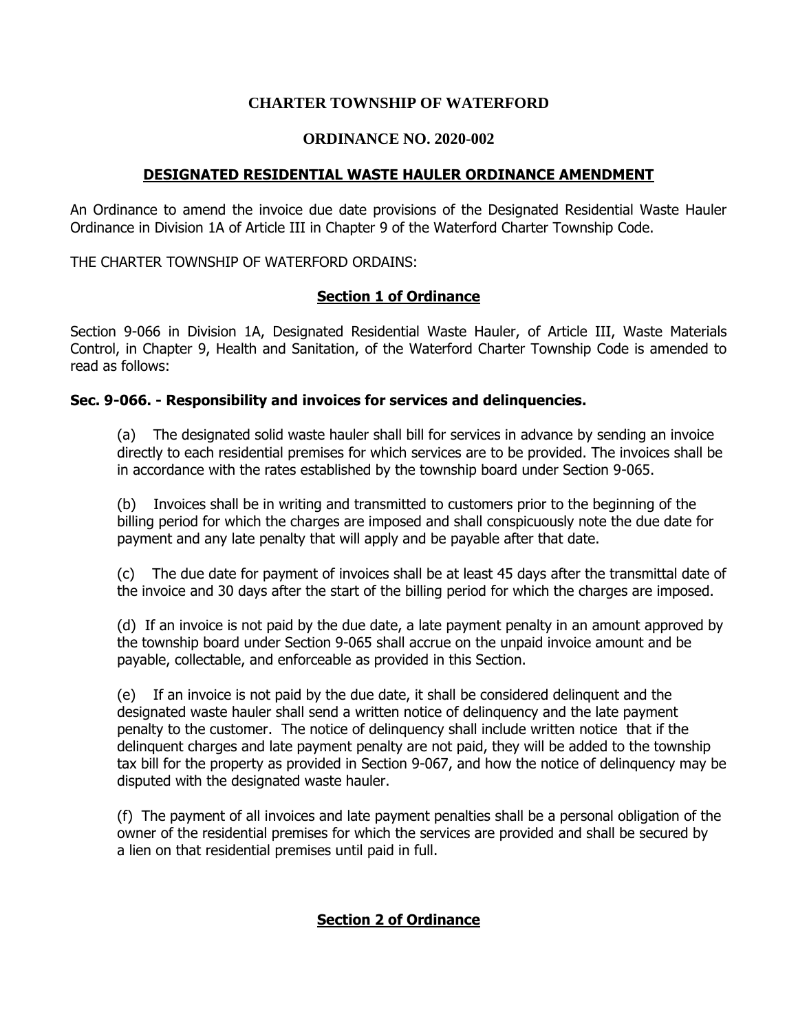# CHARTER TOWNSHIP OF WATERFORD

## ORDINANCE NO. 2020-002

## DESIGNATED RESIDENTIAL WASTE HAULER ORDINANCE AMENDMENT

An Ordinance to amend the invoice due date provisions of the Designated Residential Waste Hauler Ordinance in Division 1A of Article III in Chapter 9 of the Waterford Charter Township Code.

THE CHARTER TOWNSHIP OF WATERFORD ORDAINS:

## Section 1 of Ordinance

Section 9-066 in Division 1A, Designated Residential Waste Hauler, of Article III, Waste Materials Control, in Chapter 9, Health and Sanitation, of the Waterford Charter Township Code is amended to read as follows:

### Sec. 9-066. - Responsibility and invoices for services and delinquencies.

(a) The designated solid waste hauler shall bill for services in advance by sending an invoice directly to each residential premises for which services are to be provided. The invoices shall be in accordance with the rates established by the township board under Section 9-065.

(b) Invoices shall be in writing and transmitted to customers prior to the beginning of the billing period for which the charges are imposed and shall conspicuously note the due date for payment and any late penalty that will apply and be payable after that date.

(c) The due date for payment of invoices shall be at least 45 days after the transmittal date of the invoice and 30 days after the start of the billing period for which the charges are imposed.

(d) If an invoice is not paid by the due date, a late payment penalty in an amount approved by the township board under Section 9-065 shall accrue on the unpaid invoice amount and be payable, collectable, and enforceable as provided in this Section.

(e) If an invoice is not paid by the due date, it shall be considered delinquent and the designated waste hauler shall send a written notice of delinquency and the late payment penalty to the customer. The notice of delinquency shall include written notice that if the delinquent charges and late payment penalty are not paid, they will be added to the township tax bill for the property as provided in Section 9-067, and how the notice of delinquency may be disputed with the designated waste hauler.

(f) The payment of all invoices and late payment penalties shall be a personal obligation of the owner of the residential premises for which the services are provided and shall be secured by a lien on that residential premises until paid in full.

## Section 2 of Ordinance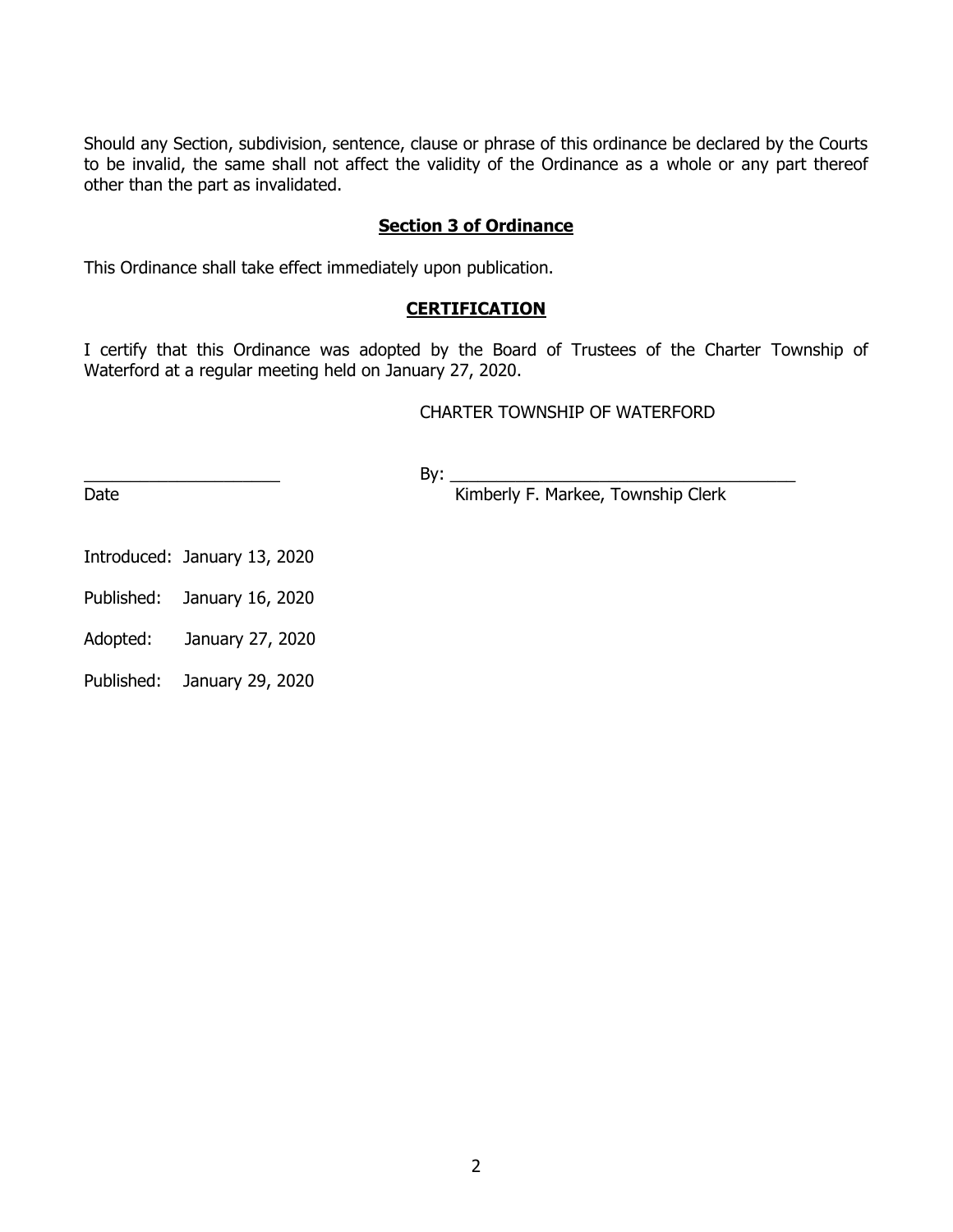Should any Section, subdivision, sentence, clause or phrase of this ordinance be declared by the Courts to be invalid, the same shall not affect the validity of the Ordinance as a whole or any part thereof other than the part as invalidated.

## **Section 3 of Ordinance**

This Ordinance shall take effect immediately upon publication.

## **CERTIFICATION**

I certify that this Ordinance was adopted by the Board of Trustees of the Charter Township of Waterford at a regular meeting held on January 27, 2020.

CHARTER TOWNSHIP OF WATERFORD

_____________________ By: ______________________________________

Date Kimberly F. Markee, Township Clerk

Introduced: January 13, 2020

Published: January 16, 2020

Adopted: January 27, 2020

Published: January 29, 2020